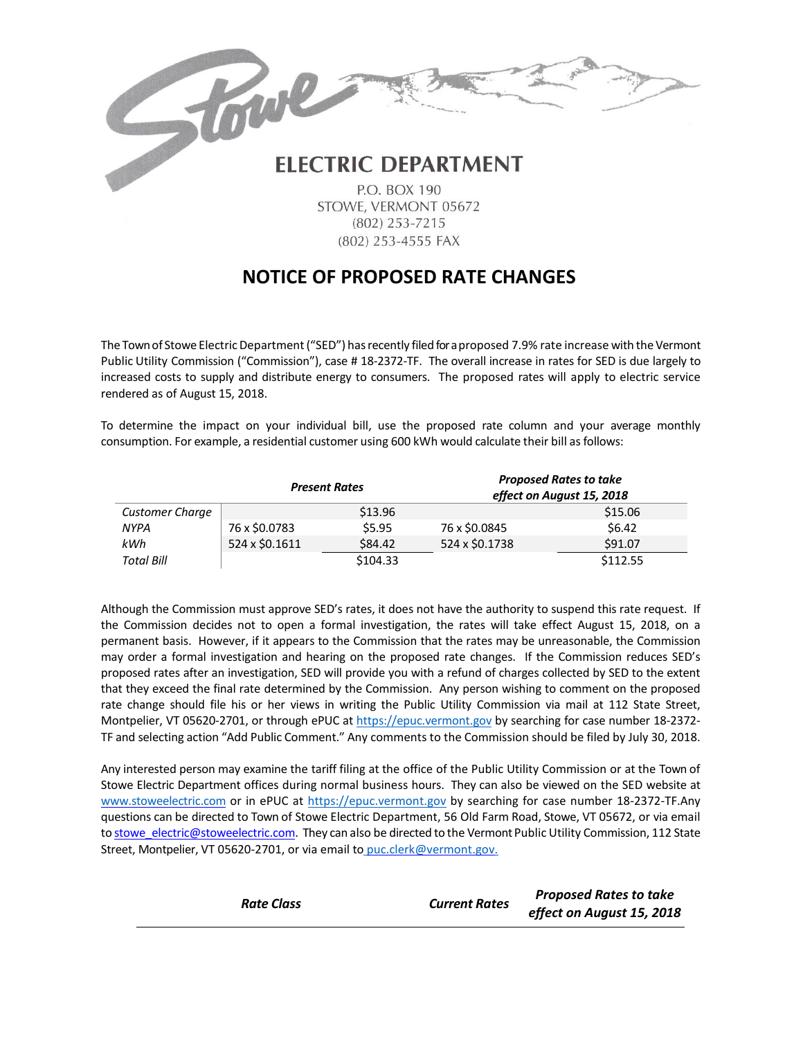# ELECTRIC DEPARTMENT

P.O. BOX 190
STOWE, VERMONT 05672
(802) 253-7215
(802) 253-4555 FAX

## NOTICE OF PROPOSED RATE CHANGES

The Town of Stowe Electric Department ("SED") has recently filed for a proposed 7.9% rate increase with the Vermont Public Utility Commission ("Commission"), case # 18-2372-TF. The overall increase in rates for SED is due largely to increased costs to supply and distribute energy to consumers. The proposed rates will apply to electric service rendered as of August 15, 2018.

To determine the impact on your individual bill, use the proposed rate column and your average monthly consumption. For example, a residential customer using 600 kWh would calculate their bill as follows:

| | ***Present Rates*** | | ***Proposed Rates to take effect on August 15, 2018*** | |
|---|---|---|---|---|
| *Customer Charge* | | $13.96 | | $15.06 |
| *NYPA* | 76 x $0.0783 | $5.95 | 76 x $0.0845 | $6.42 |
| *kWh* | 524 x $0.1611 | $84.42 | 524 x $0.1738 | $91.07 |
| *Total Bill* | | $104.33 | | $112.55 |

Although the Commission must approve SED's rates, it does not have the authority to suspend this rate request. If the Commission decides not to open a formal investigation, the rates will take effect August 15, 2018, on a permanent basis. However, if it appears to the Commission that the rates may be unreasonable, the Commission may order a formal investigation and hearing on the proposed rate changes. If the Commission reduces SED's proposed rates after an investigation, SED will provide you with a refund of charges collected by SED to the extent that they exceed the final rate determined by the Commission. Any person wishing to comment on the proposed rate change should file his or her views in writing the Public Utility Commission via mail at 112 State Street, Montpelier, VT 05620-2701, or through ePUC at https://epuc.vermont.gov by searching for case number 18-2372-TF and selecting action "Add Public Comment." Any comments to the Commission should be filed by July 30, 2018.

Any interested person may examine the tariff filing at the office of the Public Utility Commission or at the Town of Stowe Electric Department offices during normal business hours. They can also be viewed on the SED website at www.stoweelectric.com or in ePUC at https://epuc.vermont.gov by searching for case number 18-2372-TF.Any questions can be directed to Town of Stowe Electric Department, 56 Old Farm Road, Stowe, VT 05672, or via email to stowe_electric@stoweelectric.com. They can also be directed to the Vermont Public Utility Commission, 112 State Street, Montpelier, VT 05620-2701, or via email to puc.clerk@vermont.gov.

| ***Rate Class*** | ***Current Rates*** | ***Proposed Rates to take effect on August 15, 2018*** |
|---|---|---|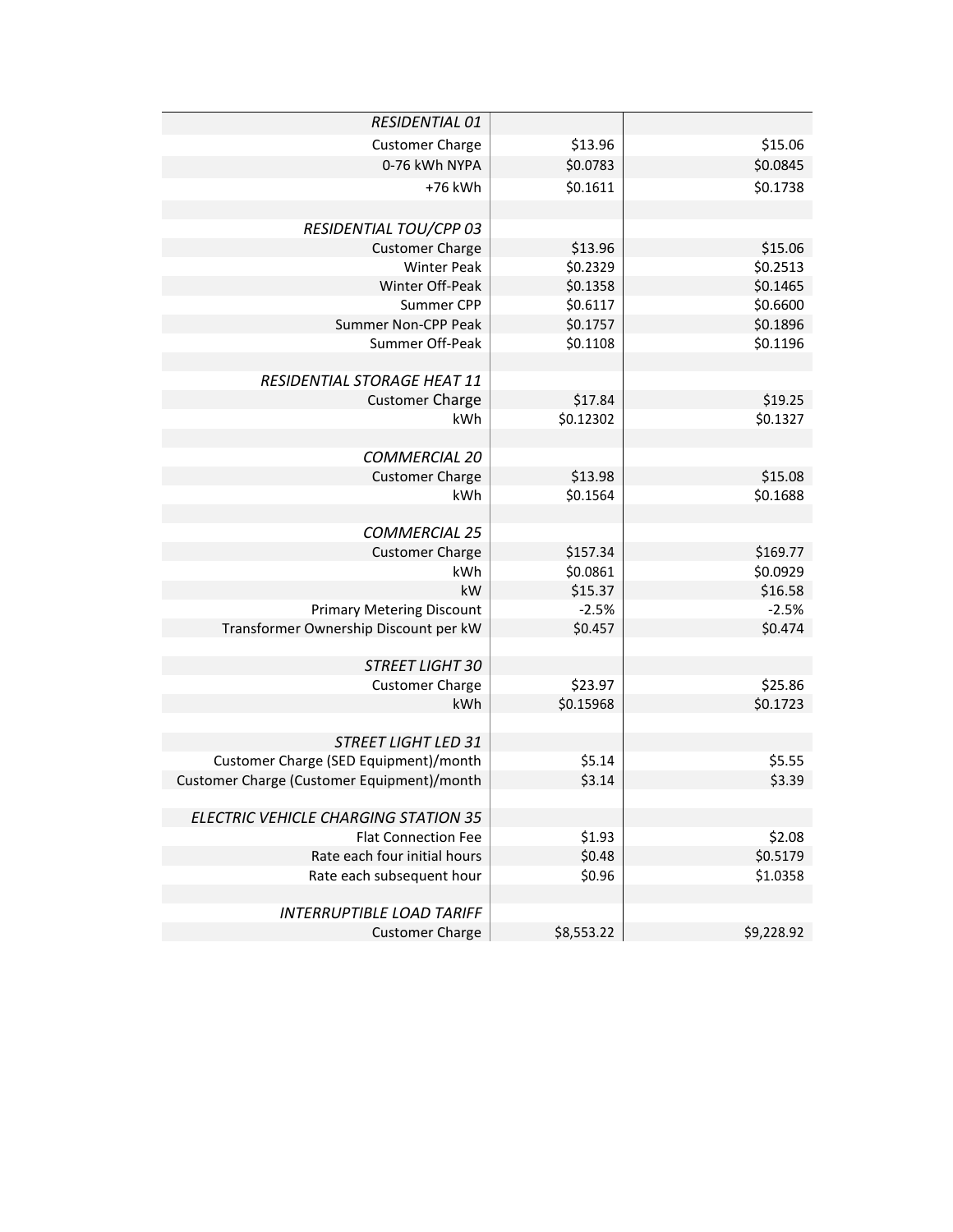| | | |
|---|---|---|
| *RESIDENTIAL 01* | | |
| Customer Charge | $13.96 | $15.06 |
| 0-76 kWh NYPA | $0.0783 | $0.0845 |
| +76 kWh | $0.1611 | $0.1738 |
| | | |
| *RESIDENTIAL TOU/CPP 03* | | |
| Customer Charge | $13.96 | $15.06 |
| Winter Peak | $0.2329 | $0.2513 |
| Winter Off-Peak | $0.1358 | $0.1465 |
| Summer CPP | $0.6117 | $0.6600 |
| Summer Non-CPP Peak | $0.1757 | $0.1896 |
| Summer Off-Peak | $0.1108 | $0.1196 |
| | | |
| *RESIDENTIAL STORAGE HEAT 11* | | |
| Customer Charge | $17.84 | $19.25 |
| kWh | $0.12302 | $0.1327 |
| | | |
| *COMMERCIAL 20* | | |
| Customer Charge | $13.98 | $15.08 |
| kWh | $0.1564 | $0.1688 |
| | | |
| *COMMERCIAL 25* | | |
| Customer Charge | $157.34 | $169.77 |
| kWh | $0.0861 | $0.0929 |
| kW | $15.37 | $16.58 |
| Primary Metering Discount | -2.5% | -2.5% |
| Transformer Ownership Discount per kW | $0.457 | $0.474 |
| | | |
| *STREET LIGHT 30* | | |
| Customer Charge | $23.97 | $25.86 |
| kWh | $0.15968 | $0.1723 |
| | | |
| *STREET LIGHT LED 31* | | |
| Customer Charge (SED Equipment)/month | $5.14 | $5.55 |
| Customer Charge (Customer Equipment)/month | $3.14 | $3.39 |
| | | |
| *ELECTRIC VEHICLE CHARGING STATION 35* | | |
| Flat Connection Fee | $1.93 | $2.08 |
| Rate each four initial hours | $0.48 | $0.5179 |
| Rate each subsequent hour | $0.96 | $1.0358 |
| | | |
| *INTERRUPTIBLE LOAD TARIFF* | | |
| Customer Charge | $8,553.22 | $9,228.92 |